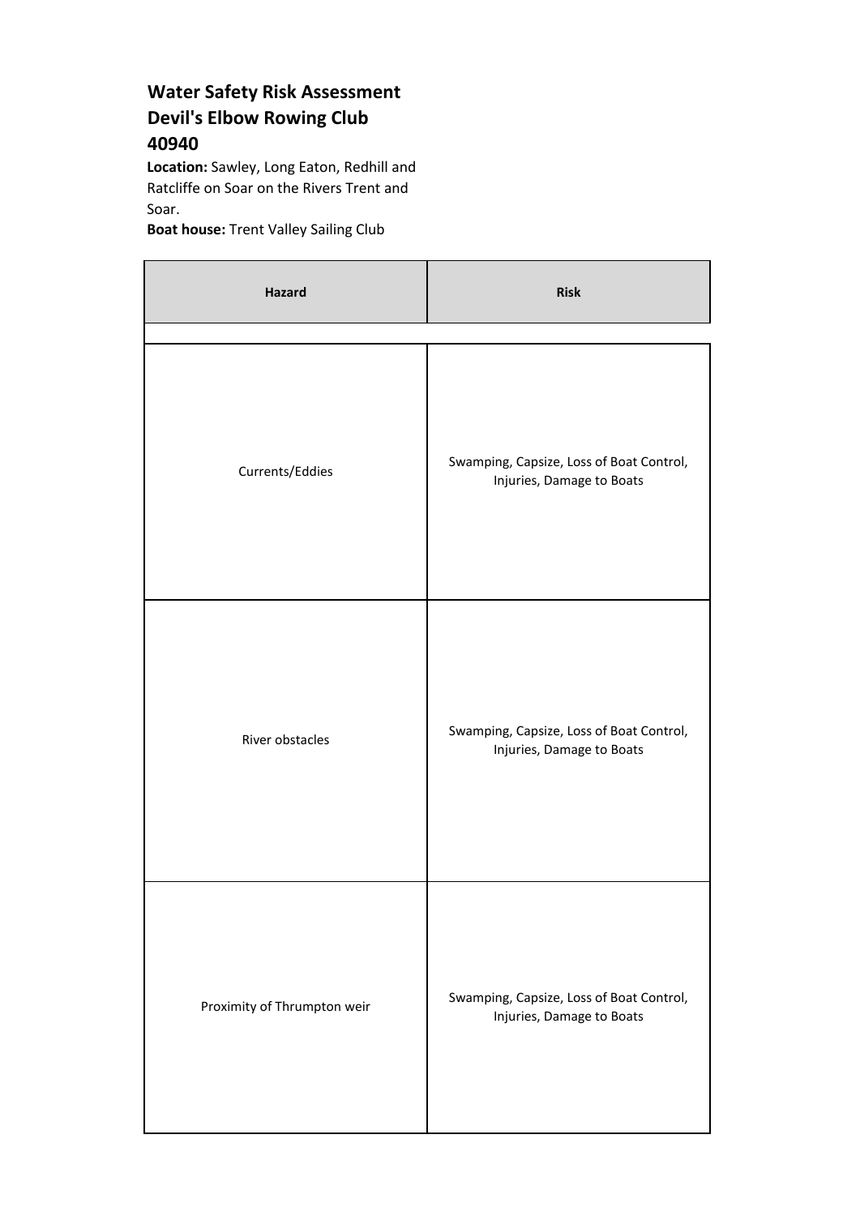**Water Safety Risk Assessment**
**Devil's Elbow Rowing Club**
**40940**

**Location:** Sawley, Long Eaton, Redhill and Ratcliffe on Soar on the Rivers Trent and Soar.

**Boat house:** Trent Valley Sailing Club

| Hazard | Risk |
|---|---|
| | |
| Currents/Eddies | Swamping, Capsize, Loss of Boat Control, Injuries, Damage to Boats |
| River obstacles | Swamping, Capsize, Loss of Boat Control, Injuries, Damage to Boats |
| Proximity of Thrumpton weir | Swamping, Capsize, Loss of Boat Control, Injuries, Damage to Boats |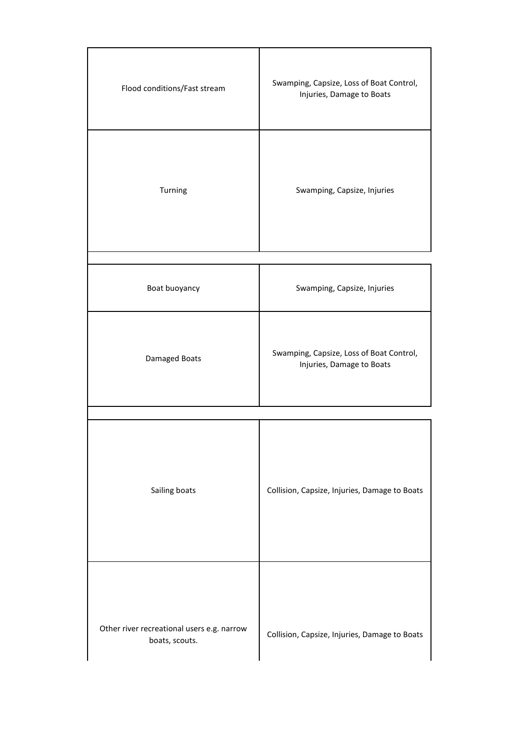| | |
|---|---|
| Flood conditions/Fast stream | Swamping, Capsize, Loss of Boat Control, Injuries, Damage to Boats |
| Turning | Swamping, Capsize, Injuries |

| | |
|---|---|
| Boat buoyancy | Swamping, Capsize, Injuries |
| Damaged Boats | Swamping, Capsize, Loss of Boat Control, Injuries, Damage to Boats |

| | |
|---|---|
| Sailing boats | Collision, Capsize, Injuries, Damage to Boats |
| Other river recreational users e.g. narrow boats, scouts. | Collision, Capsize, Injuries, Damage to Boats |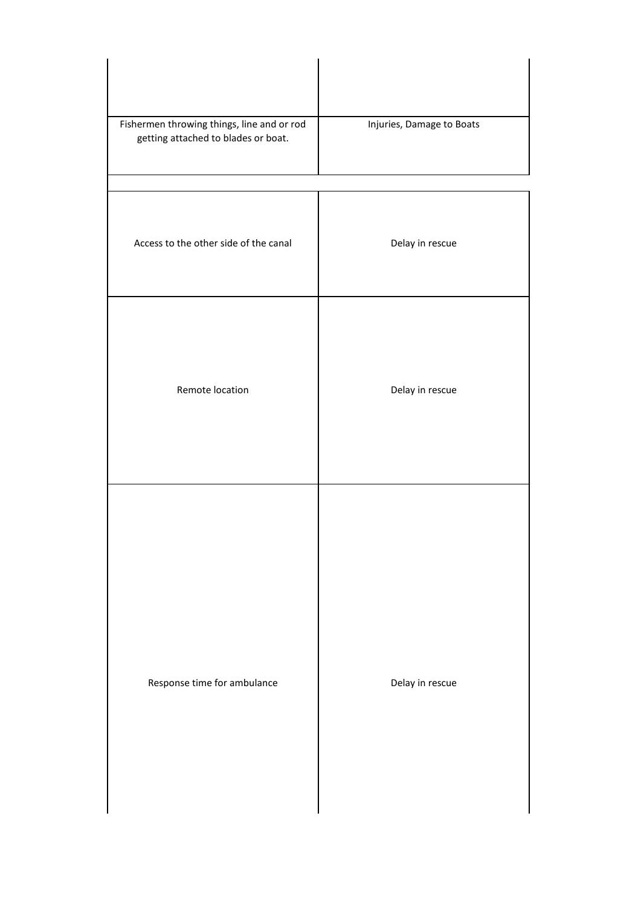| | |
|---|---|
| | |
| Fishermen throwing things, line and or rod getting attached to blades or boat. | Injuries, Damage to Boats |
| Access to the other side of the canal | Delay in rescue |
| Remote location | Delay in rescue |
| Response time for ambulance | Delay in rescue |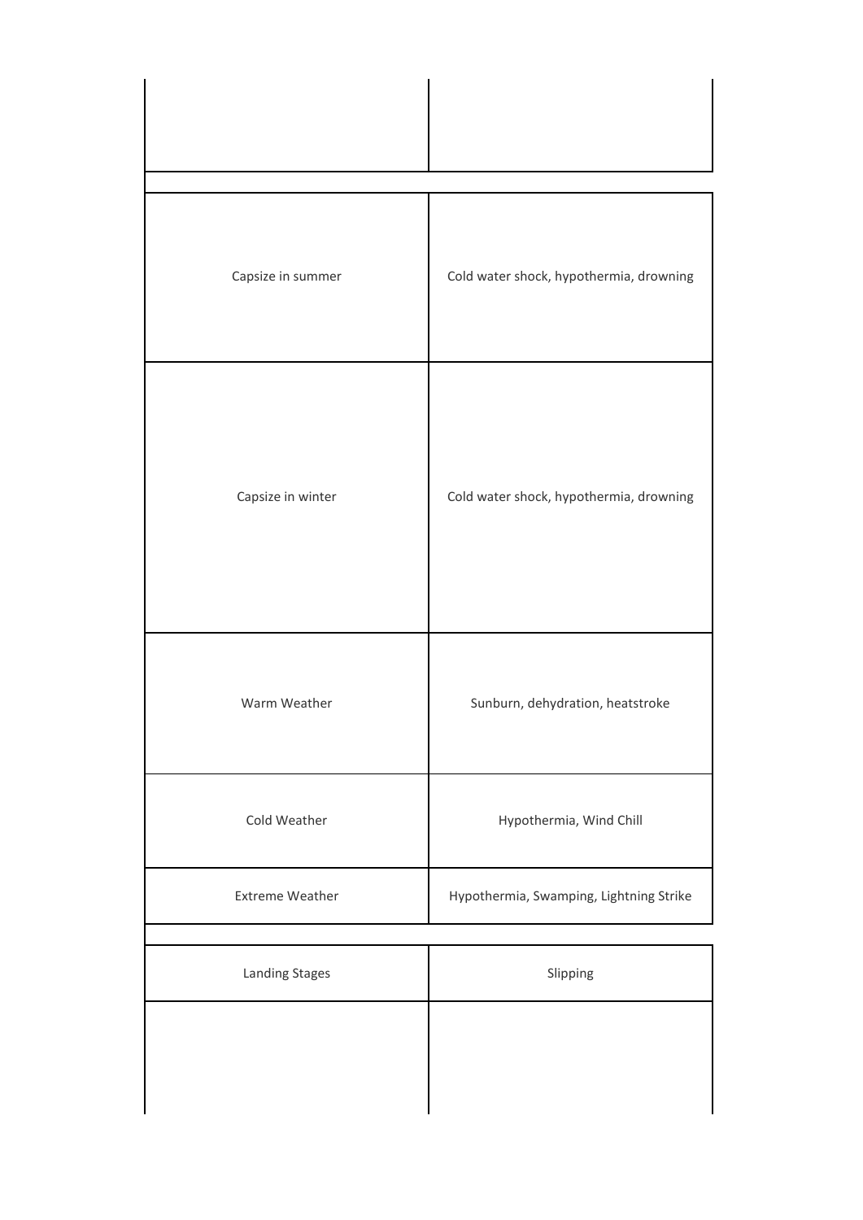| | |
|---|---|
| | |

| | |
|---|---|
| Capsize in summer | Cold water shock, hypothermia, drowning |
| Capsize in winter | Cold water shock, hypothermia, drowning |
| Warm Weather | Sunburn, dehydration, heatstroke |
| Cold Weather | Hypothermia, Wind Chill |
| Extreme Weather | Hypothermia, Swamping, Lightning Strike |

| | |
|---|---|
| Landing Stages | Slipping |
| | |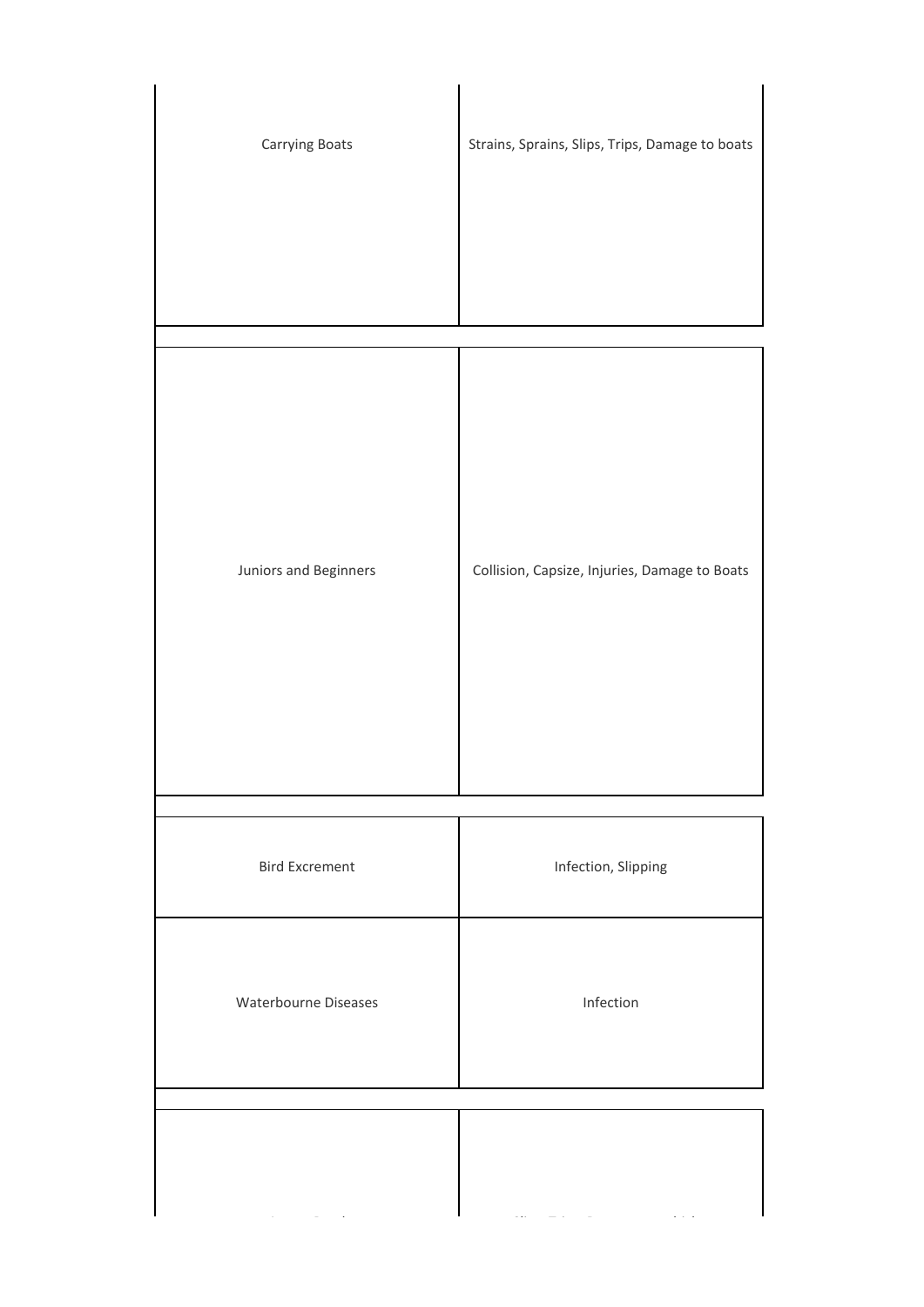| | |
|---|---|
| Carrying Boats | Strains, Sprains, Slips, Trips, Damage to boats |
| Juniors and Beginners | Collision, Capsize, Injuries, Damage to Boats |
| Bird Excrement | Infection, Slipping |
| Waterbourne Diseases | Infection |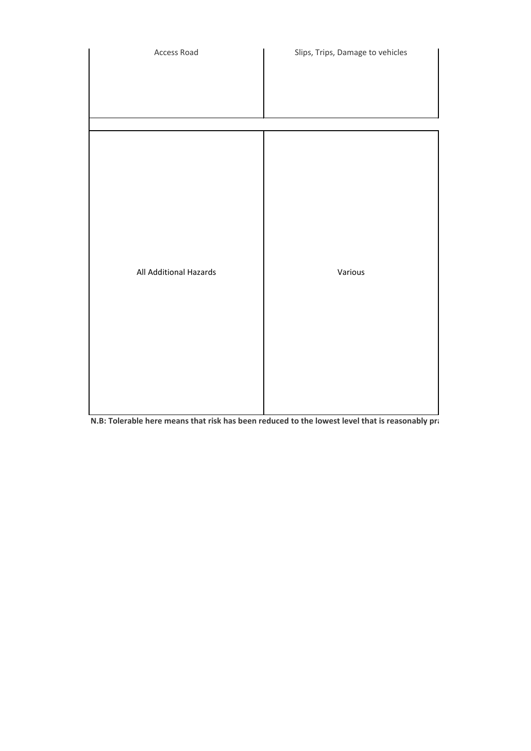| | |
|---|---|
| Access Road | Slips, Trips, Damage to vehicles |
| | |
| All Additional Hazards | Various |

**N.B: Tolerable here means that risk has been reduced to the lowest level that is reasonably pra**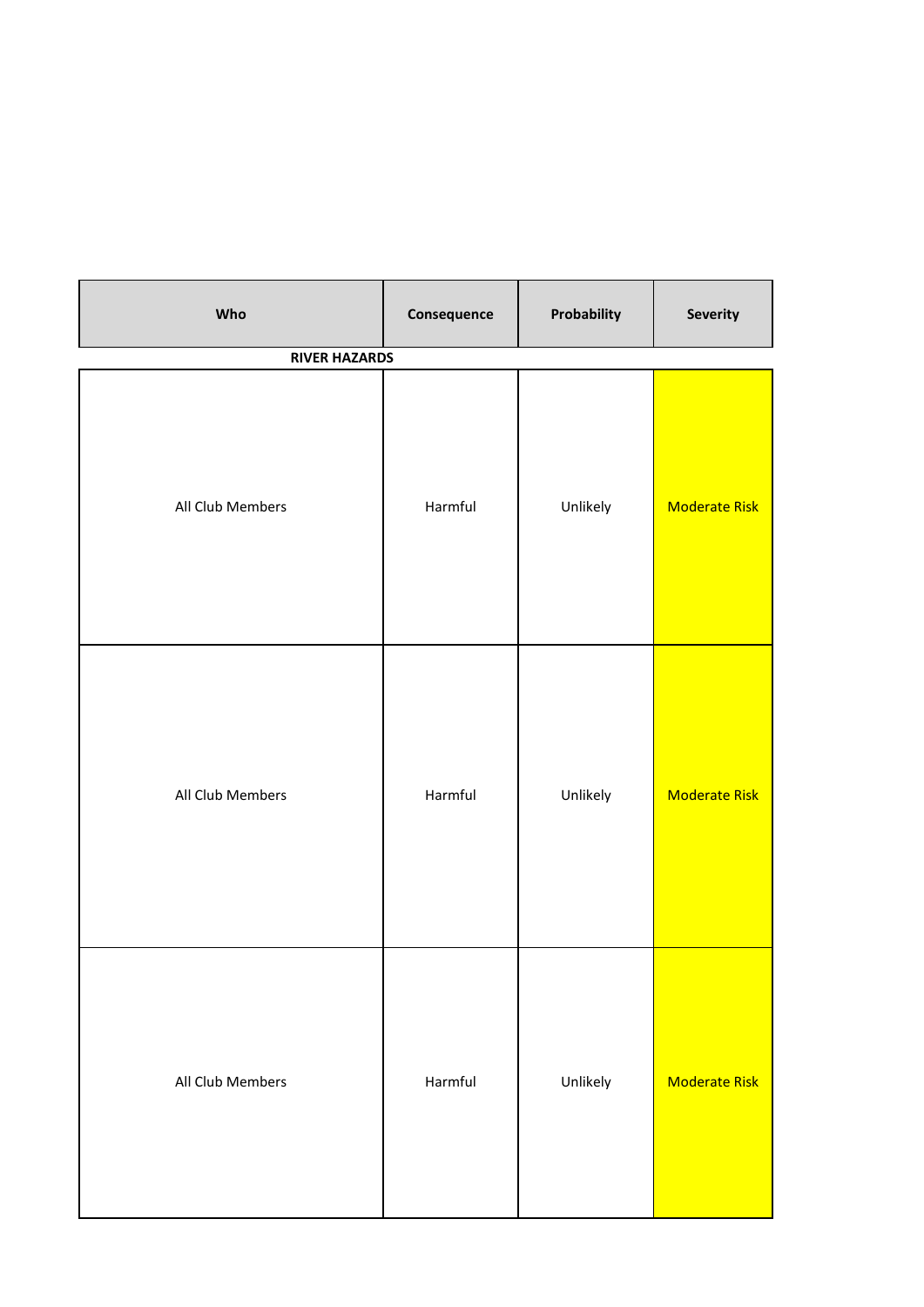| Who | Consequence | Probability | Severity |
| --- | --- | --- | --- |
| **RIVER HAZARDS** | | | |
| All Club Members | Harmful | Unlikely | Moderate Risk |
| All Club Members | Harmful | Unlikely | Moderate Risk |
| All Club Members | Harmful | Unlikely | Moderate Risk |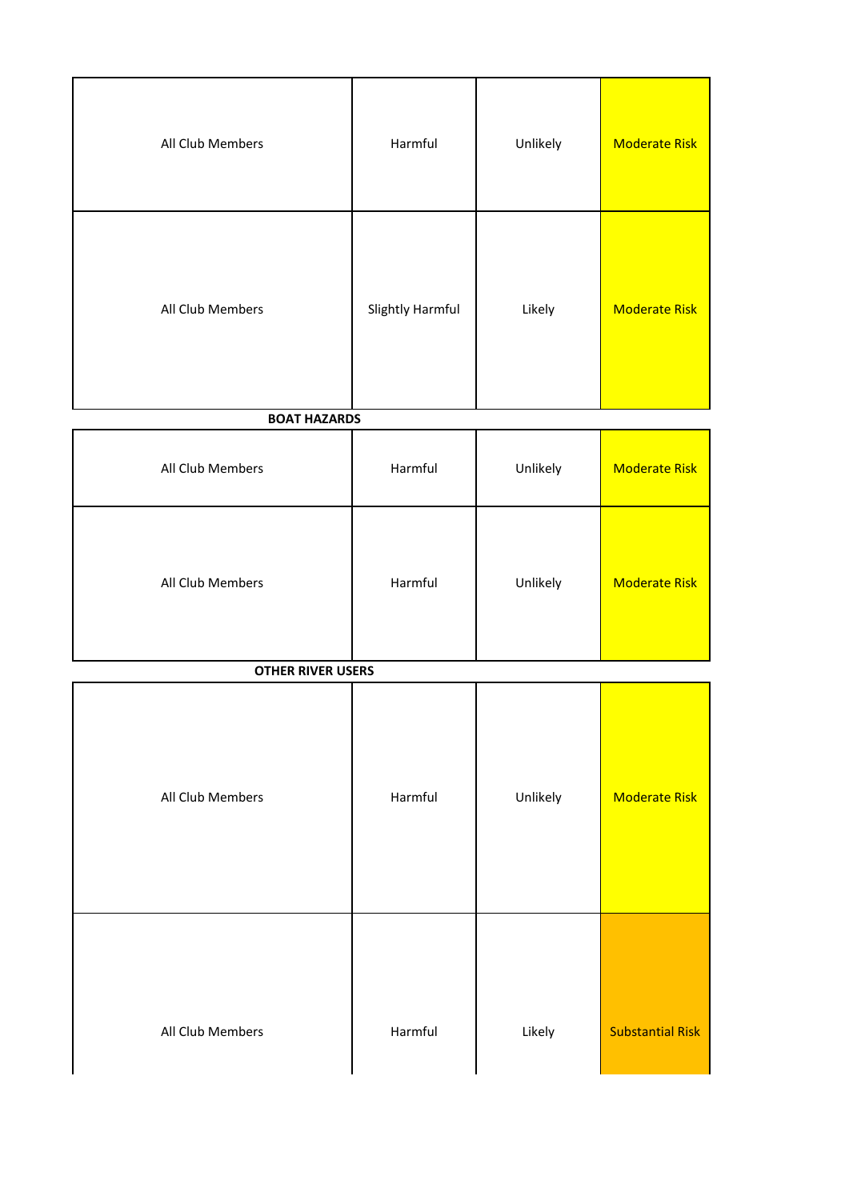| | | | |
|---|---|---|---|
| All Club Members | Harmful | Unlikely | Moderate Risk |
| All Club Members | Slightly Harmful | Likely | Moderate Risk |

**BOAT HAZARDS**

| | | | |
|---|---|---|---|
| All Club Members | Harmful | Unlikely | Moderate Risk |
| All Club Members | Harmful | Unlikely | Moderate Risk |

**OTHER RIVER USERS**

| | | | |
|---|---|---|---|
| All Club Members | Harmful | Unlikely | Moderate Risk |
| All Club Members | Harmful | Likely | Substantial Risk |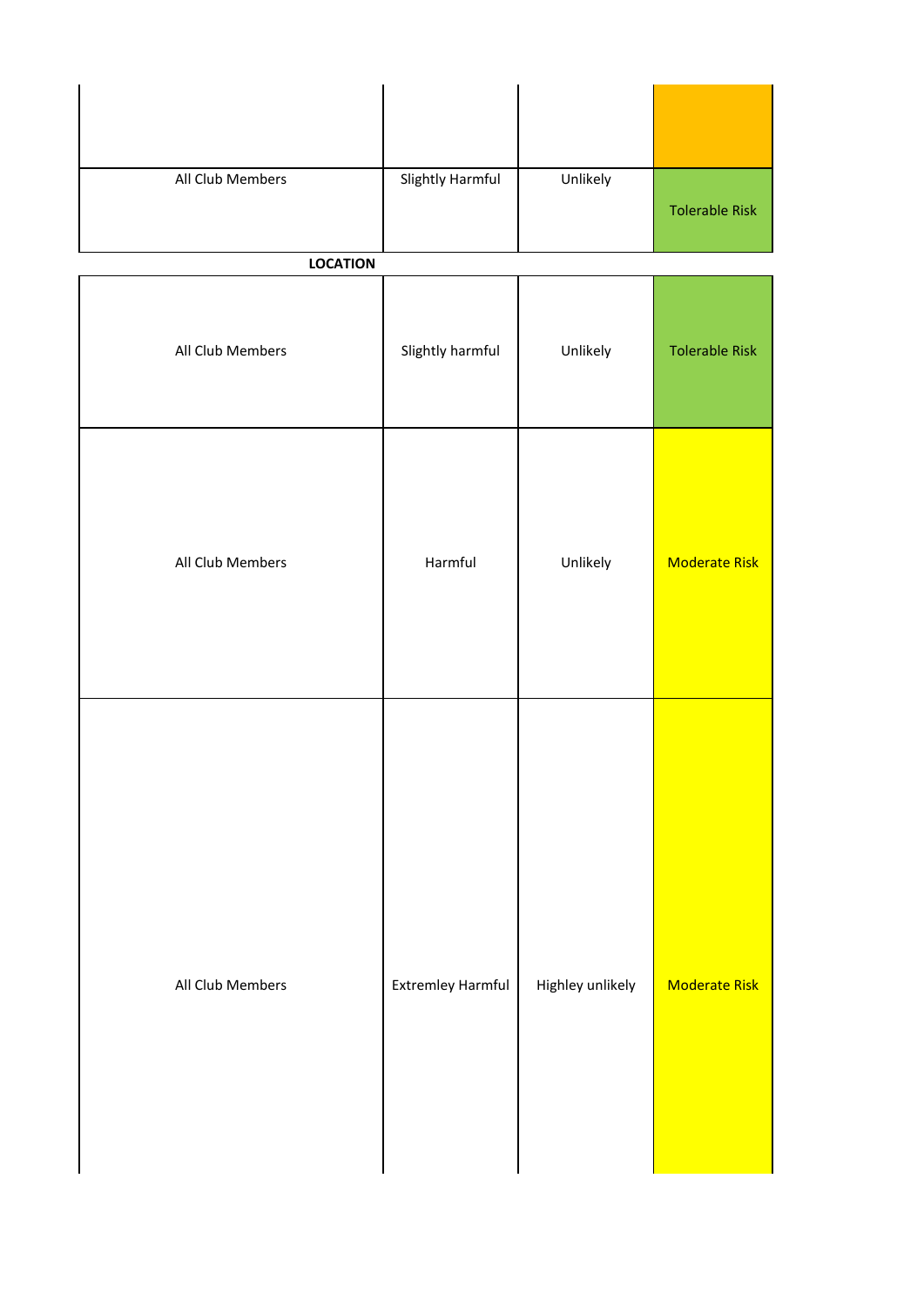| | | | |
|---|---|---|---|
| | | | |
| All Club Members | Slightly Harmful | Unlikely | Tolerable Risk |

**LOCATION**

| | | | |
|---|---|---|---|
| All Club Members | Slightly harmful | Unlikely | Tolerable Risk |
| All Club Members | Harmful | Unlikely | Moderate Risk |
| All Club Members | Extremley Harmful | Highley unlikely | Moderate Risk |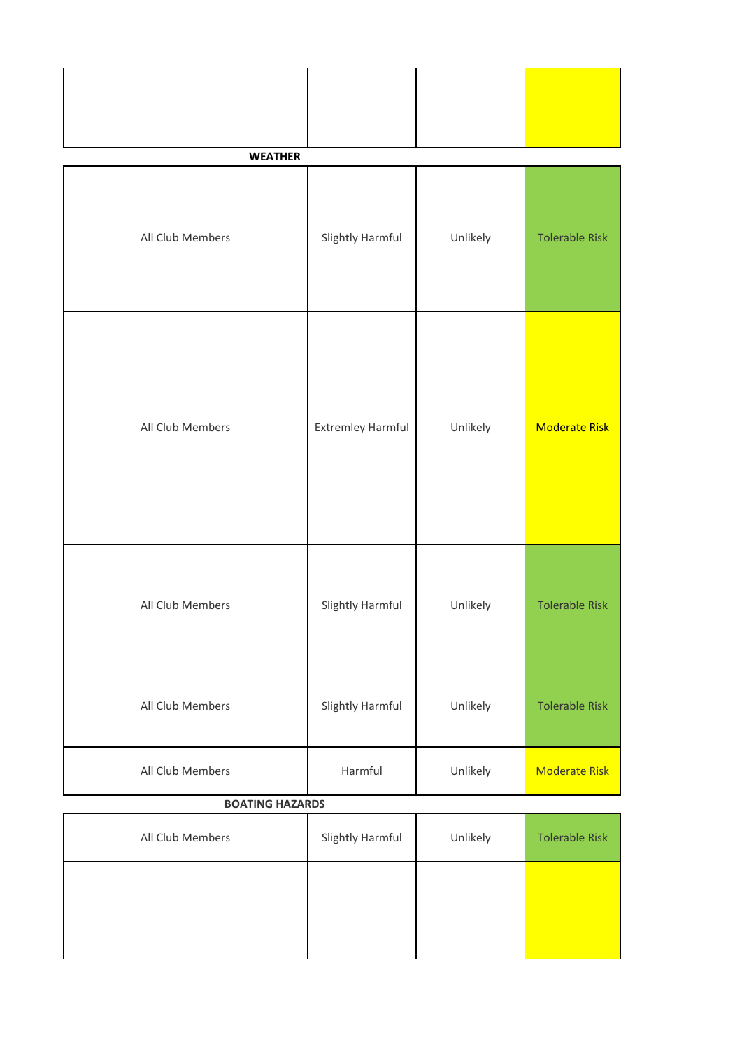| | | | |
|---|---|---|---|
| | | | |
| **WEATHER** | | | |
| All Club Members | Slightly Harmful | Unlikely | Tolerable Risk |
| All Club Members | Extremley Harmful | Unlikely | Moderate Risk |
| All Club Members | Slightly Harmful | Unlikely | Tolerable Risk |
| All Club Members | Slightly Harmful | Unlikely | Tolerable Risk |
| All Club Members | Harmful | Unlikely | Moderate Risk |
| **BOATING HAZARDS** | | | |
| All Club Members | Slightly Harmful | Unlikely | Tolerable Risk |
| | | | |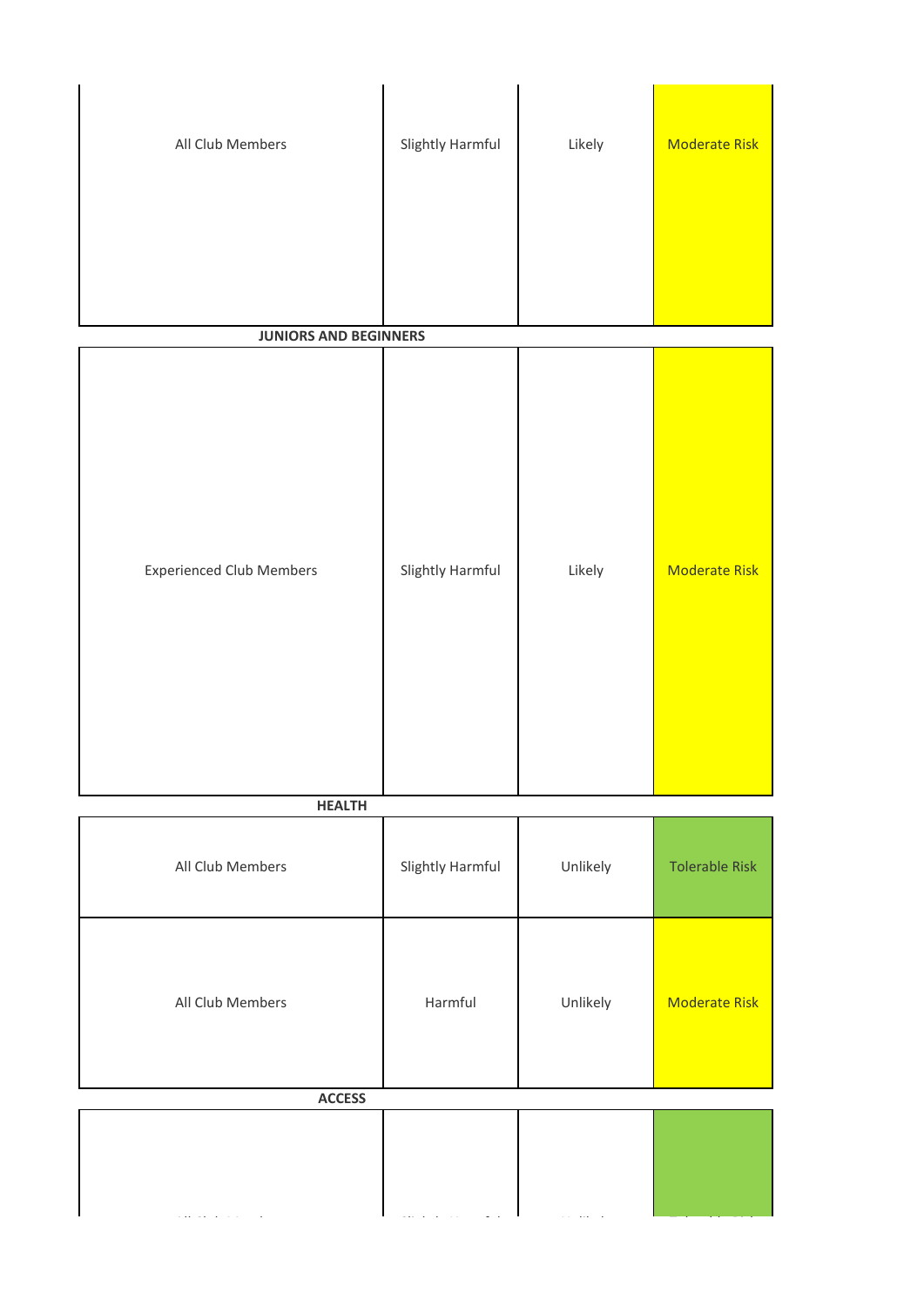| | | | |
|---|---|---|---|
| All Club Members | Slightly Harmful | Likely | Moderate Risk |
| **JUNIORS AND BEGINNERS** | | | |
| Experienced Club Members | Slightly Harmful | Likely | Moderate Risk |
| **HEALTH** | | | |
| All Club Members | Slightly Harmful | Unlikely | Tolerable Risk |
| All Club Members | Harmful | Unlikely | Moderate Risk |
| **ACCESS** | | | |
| All Club Members | Slightly Harmful | Unlikely | Tolerable Risk |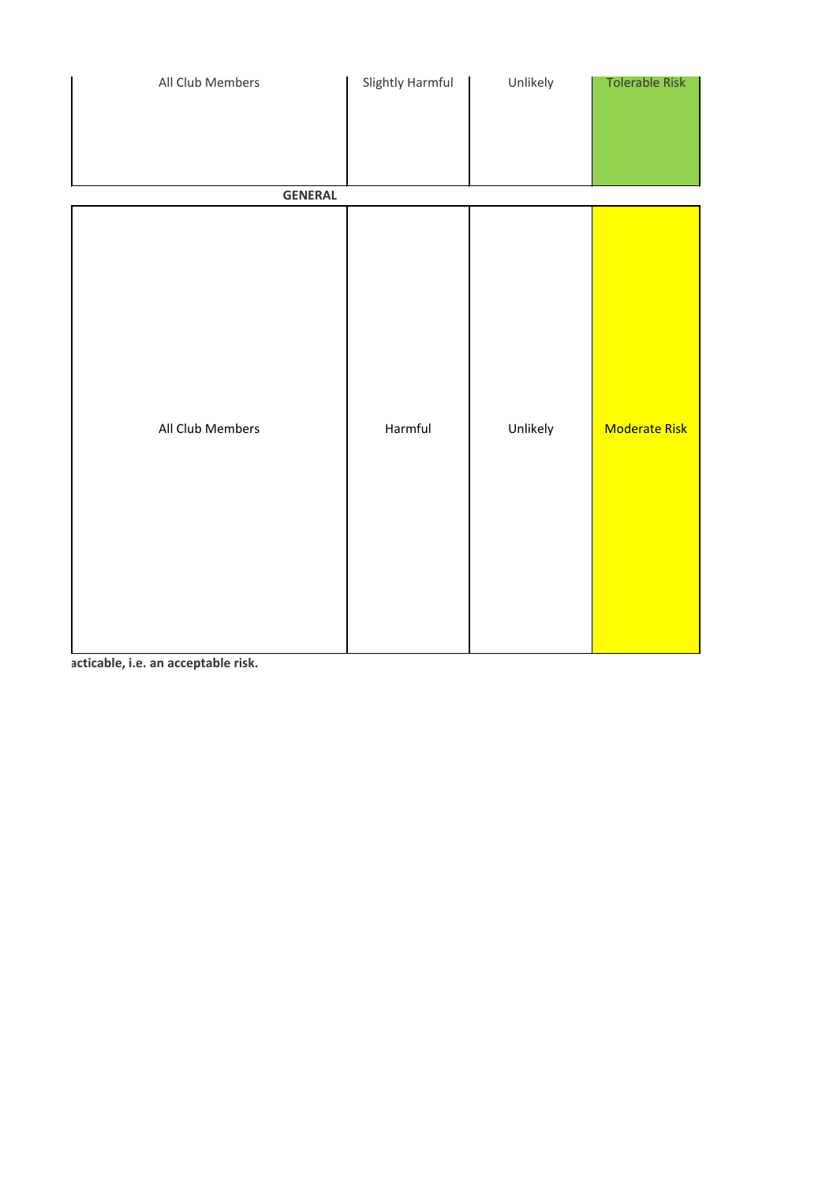| | | | |
|---|---|---|---|
| All Club Members | Slightly Harmful | Unlikely | Tolerable Risk |

**GENERAL**

| | | | |
|---|---|---|---|
| All Club Members | Harmful | Unlikely | Moderate Risk |

**acticable, i.e. an acceptable risk.**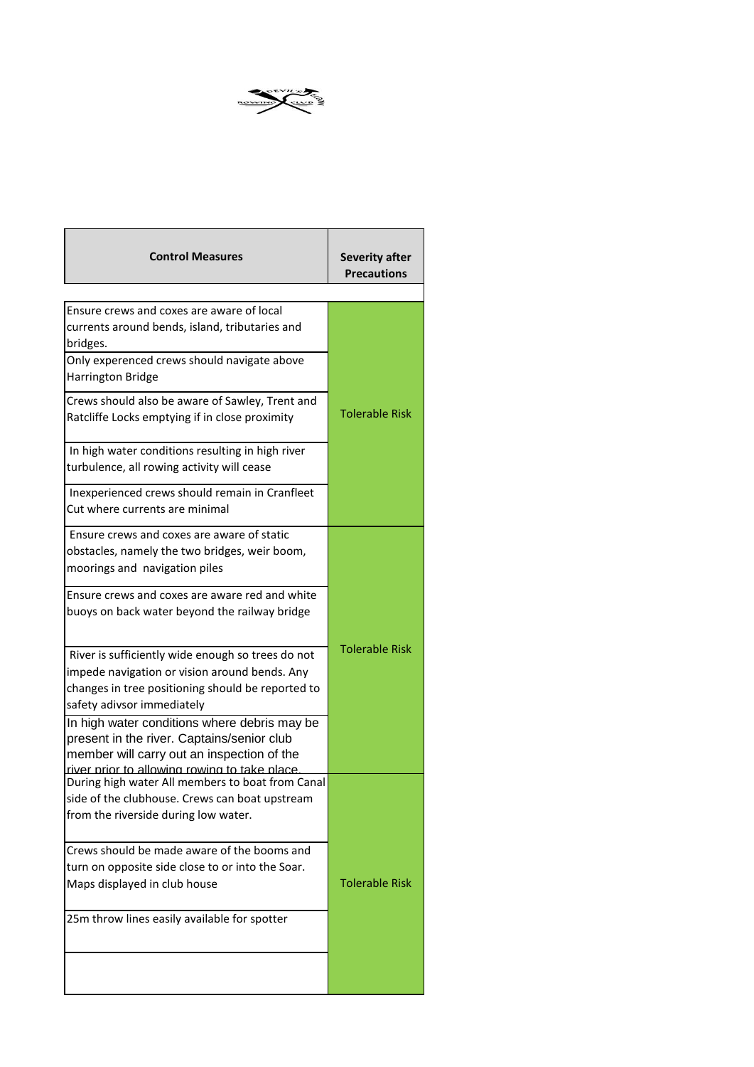| Control Measures | Severity after Precautions |
|---|---|
| | |
| Ensure crews and coxes are aware of local currents around bends, island, tributaries and bridges. | Tolerable Risk |
| Only experienced crews should navigate above Harrington Bridge | |
| Crews should also be aware of Sawley, Trent and Ratcliffe Locks emptying if in close proximity | |
| In high water conditions resulting in high river turbulence, all rowing activity will cease | |
| Inexperienced crews should remain in Cranfleet Cut where currents are minimal | |
| Ensure crews and coxes are aware of static obstacles, namely the two bridges, weir boom, moorings and navigation piles | Tolerable Risk |
| Ensure crews and coxes are aware red and white buoys on back water beyond the railway bridge | |
| River is sufficiently wide enough so trees do not impede navigation or vision around bends. Any changes in tree positioning should be reported to safety adivsor immediately | |
| In high water conditions where debris may be present in the river. Captains/senior club member will carry out an inspection of the river prior to allowing rowing to take place. | |
| During high water All members to boat from Canal side of the clubhouse. Crews can boat upstream from the riverside during low water. | Tolerable Risk |
| Crews should be made aware of the booms and turn on opposite side close to or into the Soar. Maps displayed in club house | |
| 25m throw lines easily available for spotter | |
| | |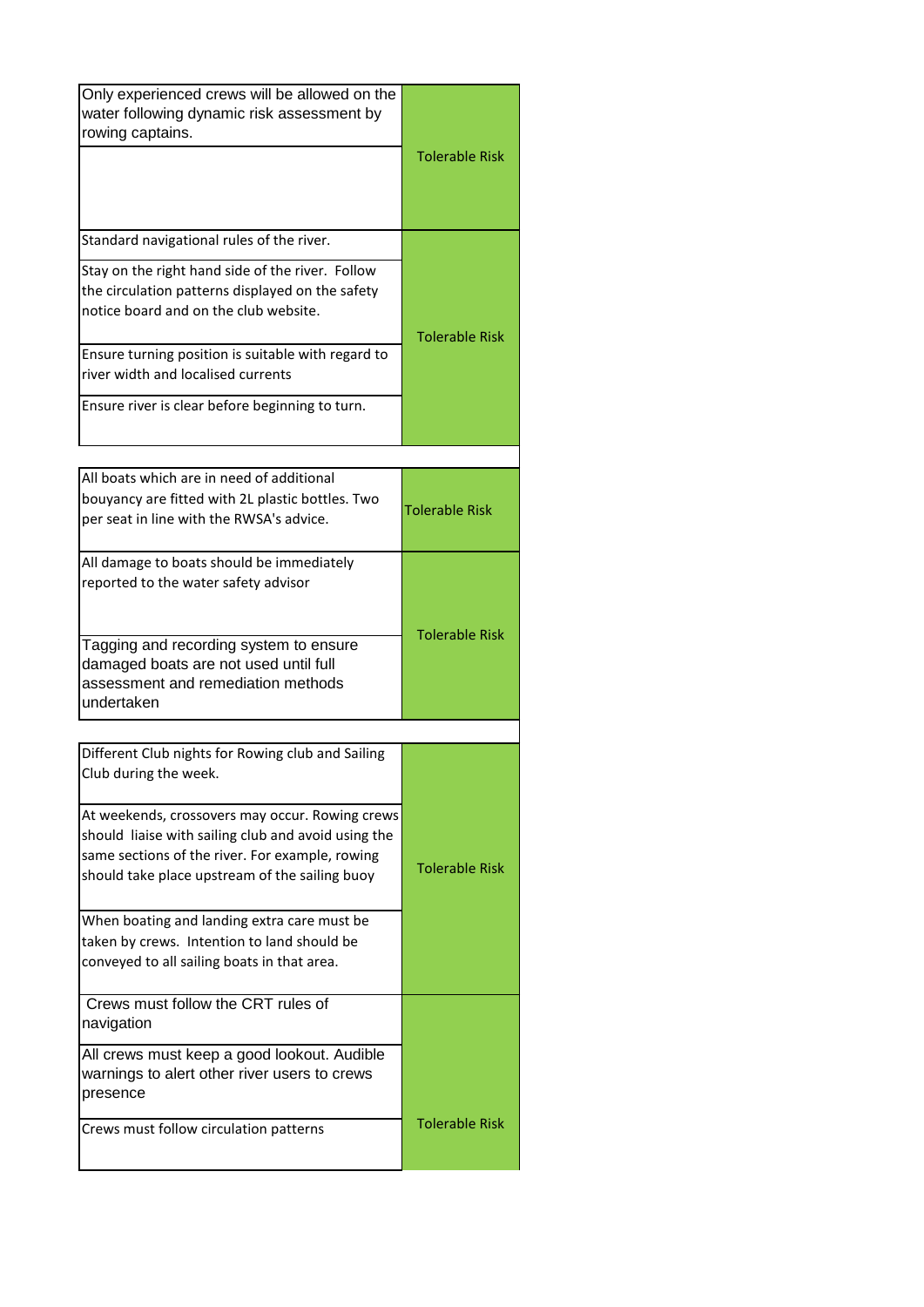| Control Measures | Risk Level |
|---|---|
| Only experienced crews will be allowed on the water following dynamic risk assessment by rowing captains. | Tolerable Risk |
| | |
| Standard navigational rules of the river. | Tolerable Risk |
| Stay on the right hand side of the river. Follow the circulation patterns displayed on the safety notice board and on the club website. | |
| Ensure turning position is suitable with regard to river width and localised currents | |
| Ensure river is clear before beginning to turn. | |
| | |
| All boats which are in need of additional bouyancy are fitted with 2L plastic bottles. Two per seat in line with the RWSA's advice. | Tolerable Risk |
| All damage to boats should be immediately reported to the water safety advisor | Tolerable Risk |
| Tagging and recording system to ensure damaged boats are not used until full assessment and remediation methods undertaken | |
| | |
| Different Club nights for Rowing club and Sailing Club during the week. | Tolerable Risk |
| At weekends, crossovers may occur. Rowing crews should liaise with sailing club and avoid using the same sections of the river. For example, rowing should take place upstream of the sailing buoy | |
| When boating and landing extra care must be taken by crews. Intention to land should be conveyed to all sailing boats in that area. | |
| Crews must follow the CRT rules of navigation | Tolerable Risk |
| All crews must keep a good lookout. Audible warnings to alert other river users to crews presence | |
| Crews must follow circulation patterns | |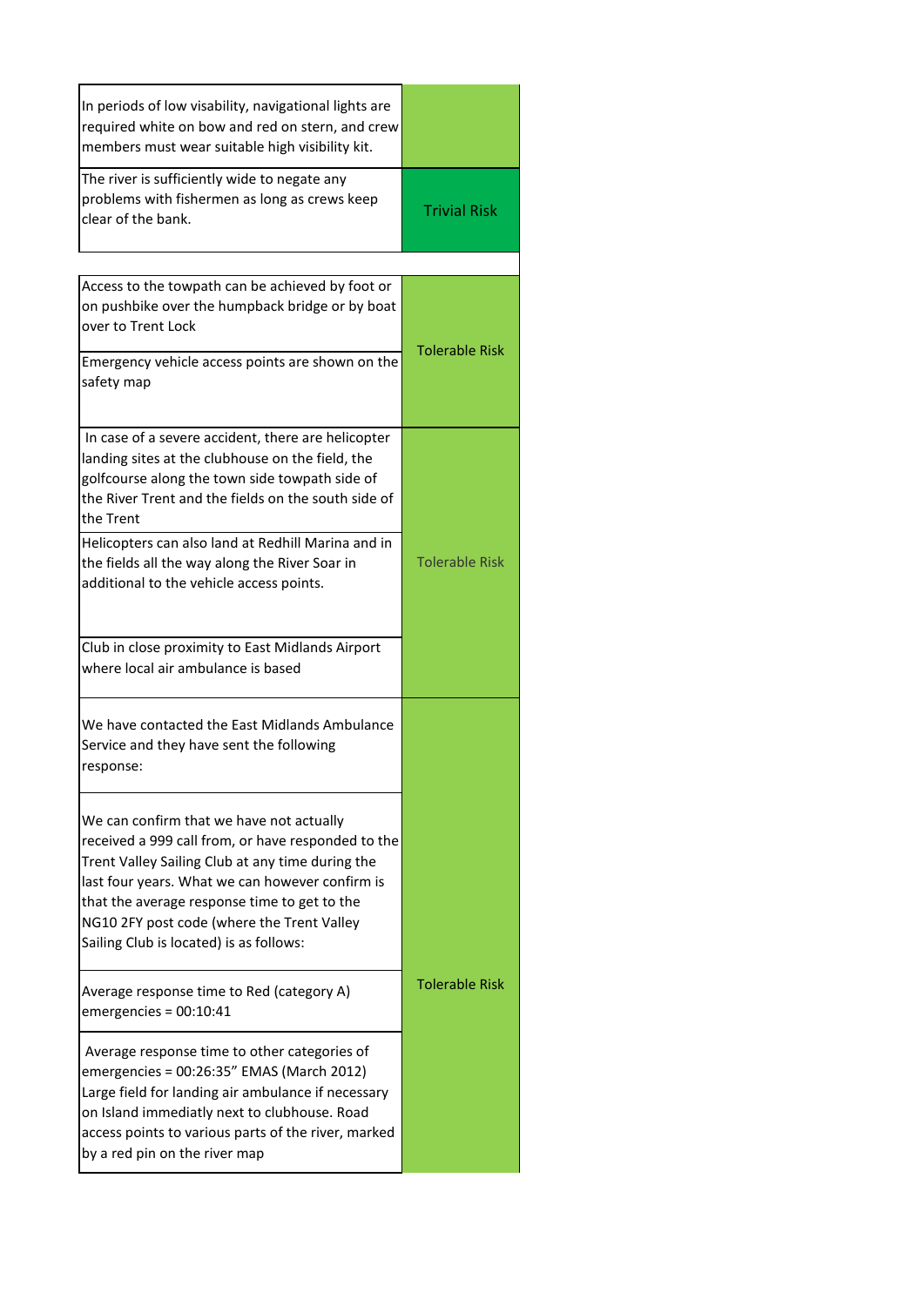| | |
|---|---|
| In periods of low visability, navigational lights are required white on bow and red on stern, and crew members must wear suitable high visibility kit. | |
| The river is sufficiently wide to negate any problems with fishermen as long as crews keep clear of the bank. | Trivial Risk |
| | |
| Access to the towpath can be achieved by foot or on pushbike over the humpback bridge or by boat over to Trent Lock | Tolerable Risk |
| Emergency vehicle access points are shown on the safety map | |
| In case of a severe accident, there are helicopter landing sites at the clubhouse on the field, the golfcourse along the town side towpath side of the River Trent and the fields on the south side of the Trent | Tolerable Risk |
| Helicopters can also land at Redhill Marina and in the fields all the way along the River Soar in additional to the vehicle access points. | |
| Club in close proximity to East Midlands Airport where local air ambulance is based | |
| We have contacted the East Midlands Ambulance Service and they have sent the following response: | Tolerable Risk |
| We can confirm that we have not actually received a 999 call from, or have responded to the Trent Valley Sailing Club at any time during the last four years. What we can however confirm is that the average response time to get to the NG10 2FY post code (where the Trent Valley Sailing Club is located) is as follows: | |
| Average response time to Red (category A) emergencies = 00:10:41 | |
| Average response time to other categories of emergencies = 00:26:35" EMAS (March 2012) Large field for landing air ambulance if necessary on Island immediatly next to clubhouse. Road access points to various parts of the river, marked by a red pin on the river map | |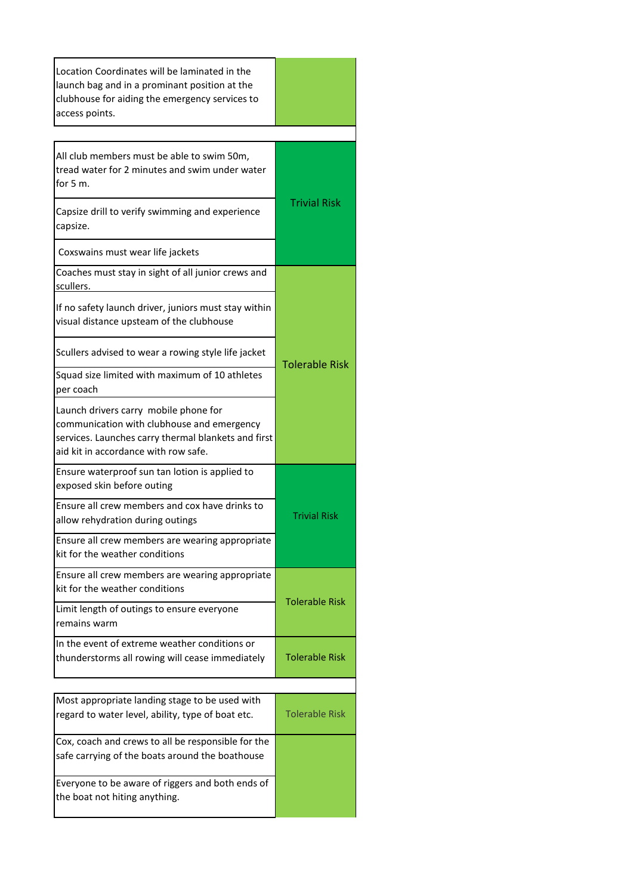| Control Measures | Risk Level |
|---|---|
| Location Coordinates will be laminated in the launch bag and in a promінant position at the clubhouse for aiding the emergency services to access points. | |
| | |
| All club members must be able to swim 50m, tread water for 2 minutes and swim under water for 5 m. | Trivial Risk |
| Capsize drill to verify swimming and experience capsize. | |
| Coxswains must wear life jackets | |
| Coaches must stay in sight of all junior crews and scullers. | Tolerable Risk |
| If no safety launch driver, juniors must stay within visual distance upsteam of the clubhouse | |
| Scullers advised to wear a rowing style life jacket | |
| Squad size limited with maximum of 10 athletes per coach | |
| Launch drivers carry mobile phone for communication with clubhouse and emergency services. Launches carry thermal blankets and first aid kit in accordance with row safe. | |
| Ensure waterproof sun tan lotion is applied to exposed skin before outing | Trivial Risk |
| Ensure all crew members and cox have drinks to allow rehydration during outings | |
| Ensure all crew members are wearing appropriate kit for the weather conditions | |
| Ensure all crew members are wearing appropriate kit for the weather conditions | Tolerable Risk |
| Limit length of outings to ensure everyone remains warm | |
| In the event of extreme weather conditions or thunderstorms all rowing will cease immediately | Tolerable Risk |
| | |
| Most appropriate landing stage to be used with regard to water level, ability, type of boat etc. | Tolerable Risk |
| Cox, coach and crews to all be responsible for the safe carrying of the boats around the boathouse | |
| Everyone to be aware of riggers and both ends of the boat not hiting anything. | |

| Control Measures | Risk Level |
|---|---|
| Location Coordinates will be laminated in the launch bag and in a prominant position at the clubhouse for aiding the emergency services to access points. | |
| | |
| All club members must be able to swim 50m, tread water for 2 minutes and swim under water for 5 m. | Trivial Risk |
| Capsize drill to verify swimming and experience capsize. | |
| Coxswains must wear life jackets | |
| Coaches must stay in sight of all junior crews and scullers. | Tolerable Risk |
| If no safety launch driver, juniors must stay within visual distance upsteam of the clubhouse | |
| Scullers advised to wear a rowing style life jacket | |
| Squad size limited with maximum of 10 athletes per coach | |
| Launch drivers carry mobile phone for communication with clubhouse and emergency services. Launches carry thermal blankets and first aid kit in accordance with row safe. | |
| Ensure waterproof sun tan lotion is applied to exposed skin before outing | Trivial Risk |
| Ensure all crew members and cox have drinks to allow rehydration during outings | |
| Ensure all crew members are wearing appropriate kit for the weather conditions | |
| Ensure all crew members are wearing appropriate kit for the weather conditions | Tolerable Risk |
| Limit length of outings to ensure everyone remains warm | |
| In the event of extreme weather conditions or thunderstorms all rowing will cease immediately | Tolerable Risk |
| | |
| Most appropriate landing stage to be used with regard to water level, ability, type of boat etc. | Tolerable Risk |
| Cox, coach and crews to all be responsible for the safe carrying of the boats around the boathouse | |
| Everyone to be aware of riggers and both ends of the boat not hiting anything. | |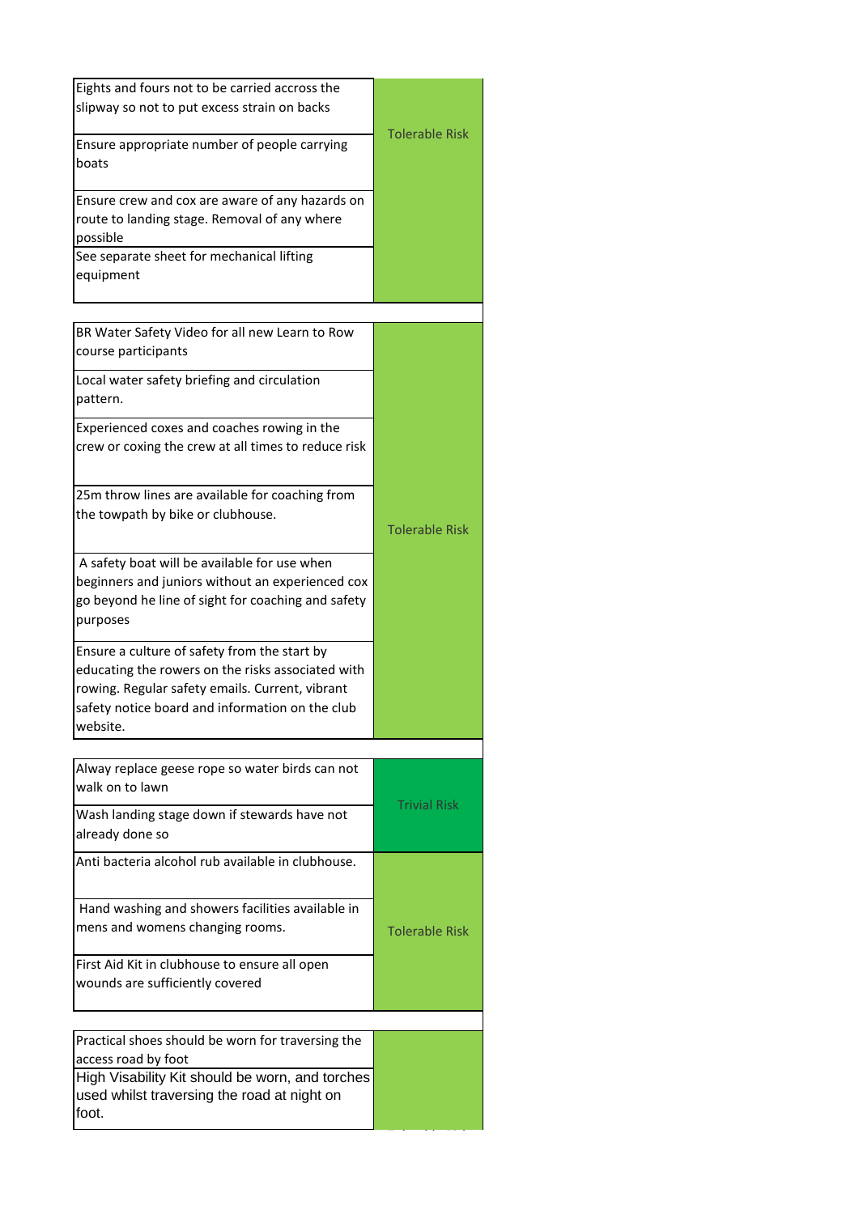| Control Measures | Risk Rating |
|---|---|
| Eights and fours not to be carried accross the slipway so not to put excess strain on backs | Tolerable Risk |
| Ensure appropriate number of people carrying boats | |
| Ensure crew and cox are aware of any hazards on route to landing stage. Removal of any where possible | |
| See separate sheet for mechanical lifting equipment | |
| | |
| BR Water Safety Video for all new Learn to Row course participants | Tolerable Risk |
| Local water safety briefing and circulation pattern. | |
| Experienced coxes and coaches rowing in the crew or coxing the crew at all times to reduce risk | |
| 25m throw lines are available for coaching from the towpath by bike or clubhouse. | |
| A safety boat will be available for use when beginners and juniors without an experienced cox go beyond he line of sight for coaching and safety purposes | |
| Ensure a culture of safety from the start by educating the rowers on the risks associated with rowing. Regular safety emails. Current, vibrant safety notice board and information on the club website. | |
| | |
| Alway replace geese rope so water birds can not walk on to lawn | Trivial Risk |
| Wash landing stage down if stewards have not already done so | |
| Anti bacteria alcohol rub available in clubhouse. | Tolerable Risk |
| Hand washing and showers facilities available in mens and womens changing rooms. | |
| First Aid Kit in clubhouse to ensure all open wounds are sufficiently covered | |
| | |
| Practical shoes should be worn for traversing the access road by foot | |
| High Visability Kit should be worn, and torches used whilst traversing the road at night on foot. | |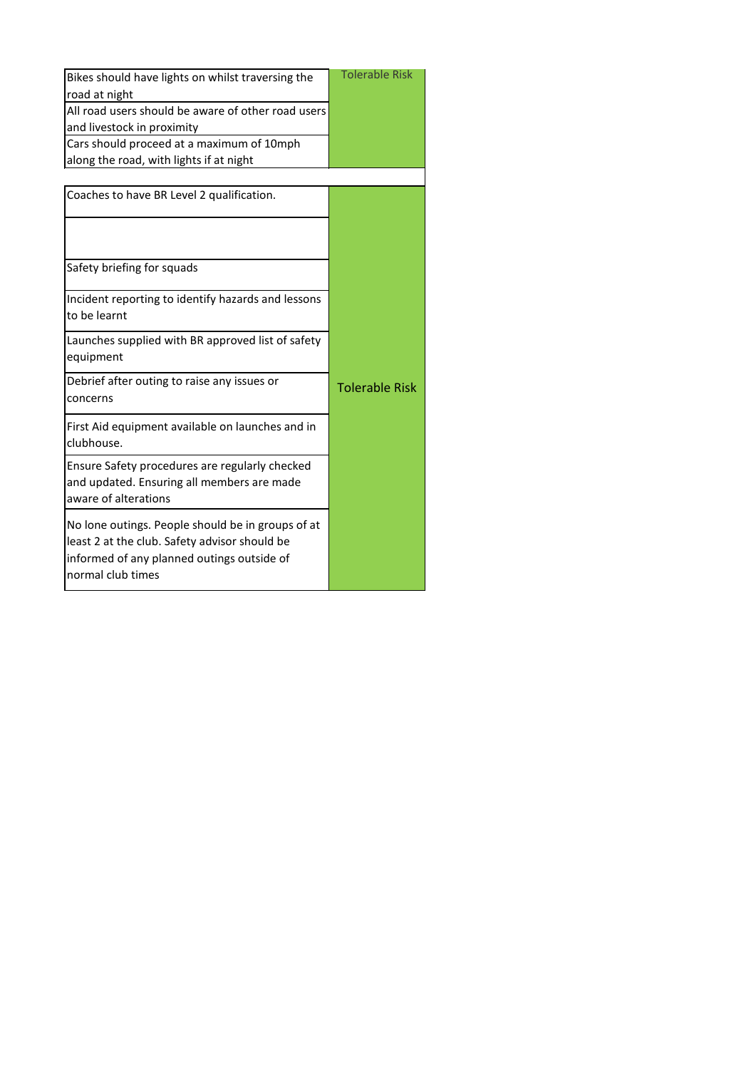| Control Measures | Risk Level |
|---|---|
| Bikes should have lights on whilst traversing the road at night | Tolerable Risk |
| All road users should be aware of other road users and livestock in proximity | |
| Cars should proceed at a maximum of 10mph along the road, with lights if at night | |

| Control Measures | Risk Level |
|---|---|
| Coaches to have BR Level 2 qualification. | Tolerable Risk |
| | |
| Safety briefing for squads | |
| Incident reporting to identify hazards and lessons to be learnt | |
| Launches supplied with BR approved list of safety equipment | |
| Debrief after outing to raise any issues or concerns | |
| First Aid equipment available on launches and in clubhouse. | |
| Ensure Safety procedures are regularly checked and updated. Ensuring all members are made aware of alterations | |
| No lone outings. People should be in groups of at least 2 at the club. Safety advisor should be informed of any planned outings outside of normal club times | |